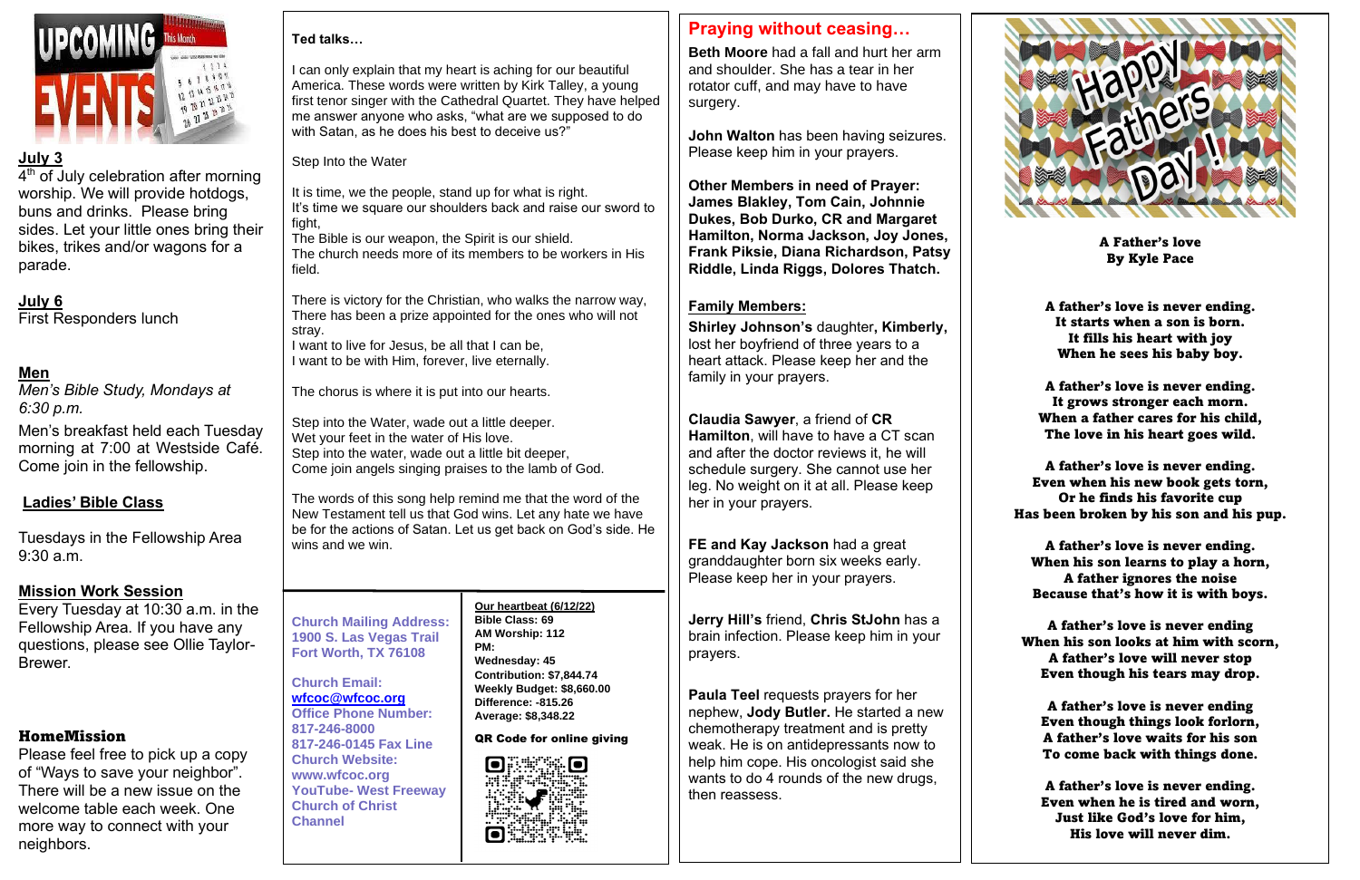## July 3

4th of July celebration after morning worship. We will provide hotdogs, buns and drinks. Please bring sides. Let your little ones bring their bikes, trikes and/or wagons for a parade.

## July 6

First Responders lunch

## Men

*Men's Bible Study, Mondays at 6:30 p.m.*

Men's breakfast held each Tuesday morning at 7:00 at Westside Café. Come join in the fellowship.

## Ladies' Bible Class

Tuesdays in the Fellowship Area 9:30 a.m.

## Mission Work Session

Every Tuesday at 10:30 a.m. in the Fellowship Area. If you have any questions, please see Ollie Taylor-Brewer.

## HomeMission

Please feel free to pick up a copy of "Ways to save your neighbor". There will be a new issue on the welcome table each week. One more way to connect with your neighbors.

## Ted talks…

I can only explain that my heart is aching for our beautiful America. These words were written by Kirk Talley, a young first tenor singer with the Cathedral Quartet. They have helped me answer anyone who asks, "what are we supposed to do with Satan, as he does his best to deceive us?"

Step Into the Water

It is time, we the people, stand up for what is right.
It's time we square our shoulders back and raise our sword to fight,
The Bible is our weapon, the Spirit is our shield.
The church needs more of its members to be workers in His field.

There is victory for the Christian, who walks the narrow way,
There has been a prize appointed for the ones who will not stray.
I want to live for Jesus, be all that I can be,
I want to be with Him, forever, live eternally.

The chorus is where it is put into our hearts.

Step into the Water, wade out a little deeper.
Wet your feet in the water of His love.
Step into the water, wade out a little bit deeper,
Come join angels singing praises to the lamb of God.

The words of this song help remind me that the word of the New Testament tell us that God wins. Let any hate we have be for the actions of Satan. Let us get back on God's side. He wins and we win.

**Church Mailing Address:**
**1900 S. Las Vegas Trail**
**Fort Worth, TX 76108**

**Church Email:** **wfcoc@wfcoc.org**
**Office Phone Number:** **817-246-8000**
**817-246-0145 Fax Line**
**Church Website:** **www.wfcoc.org**
**YouTube- West Freeway Church of Christ Channel**

**Our heartbeat (6/12/22)**
**Bible Class: 69**
**AM Worship: 112**
**PM:**
**Wednesday: 45**
**Contribution: $7,844.74**
**Weekly Budget: $8,660.00**
**Difference: -815.26**
**Average: $8,348.22**

**QR Code for online giving**

## Praying without ceasing…

**Beth Moore** had a fall and hurt her arm and shoulder. She has a tear in her rotator cuff, and may have to have surgery.

**John Walton** has been having seizures. Please keep him in your prayers.

**Other Members in need of Prayer: James Blakley, Tom Cain, Johnnie Dukes, Bob Durko, CR and Margaret Hamilton, Norma Jackson, Joy Jones, Frank Piksie, Diana Richardson, Patsy Riddle, Linda Riggs, Dolores Thatch.**

### Family Members:

**Shirley Johnson's** daughter**, Kimberly,** lost her boyfriend of three years to a heart attack. Please keep her and the family in your prayers.

**Claudia Sawyer**, a friend of **CR Hamilton**, will have to have a CT scan and after the doctor reviews it, he will schedule surgery. She cannot use her leg. No weight on it at all. Please keep her in your prayers.

**FE and Kay Jackson** had a great granddaughter born six weeks early. Please keep her in your prayers.

**Jerry Hill's** friend, **Chris StJohn** has a brain infection. Please keep him in your prayers.

**Paula Teel** requests prayers for her nephew, **Jody Butler.** He started a new chemotherapy treatment and is pretty weak. He is on antidepressants now to help him cope. His oncologist said she wants to do 4 rounds of the new drugs, then reassess.

Happy Fathers Day!

**A Father's love**
**By Kyle Pace**

**A father's love is never ending.**
**It starts when a son is born.**
**It fills his heart with joy**
**When he sees his baby boy.**

**A father's love is never ending.**
**It grows stronger each morn.**
**When a father cares for his child,**
**The love in his heart goes wild.**

**A father's love is never ending.**
**Even when his new book gets torn,**
**Or he finds his favorite cup**
**Has been broken by his son and his pup.**

**A father's love is never ending.**
**When his son learns to play a horn,**
**A father ignores the noise**
**Because that's how it is with boys.**

**A father's love is never ending**
**When his son looks at him with scorn,**
**A father's love will never stop**
**Even though his tears may drop.**

**A father's love is never ending**
**Even though things look forlorn,**
**A father's love waits for his son**
**To come back with things done.**

**A father's love is never ending.**
**Even when he is tired and worn,**
**Just like God's love for him,**
**His love will never dim.**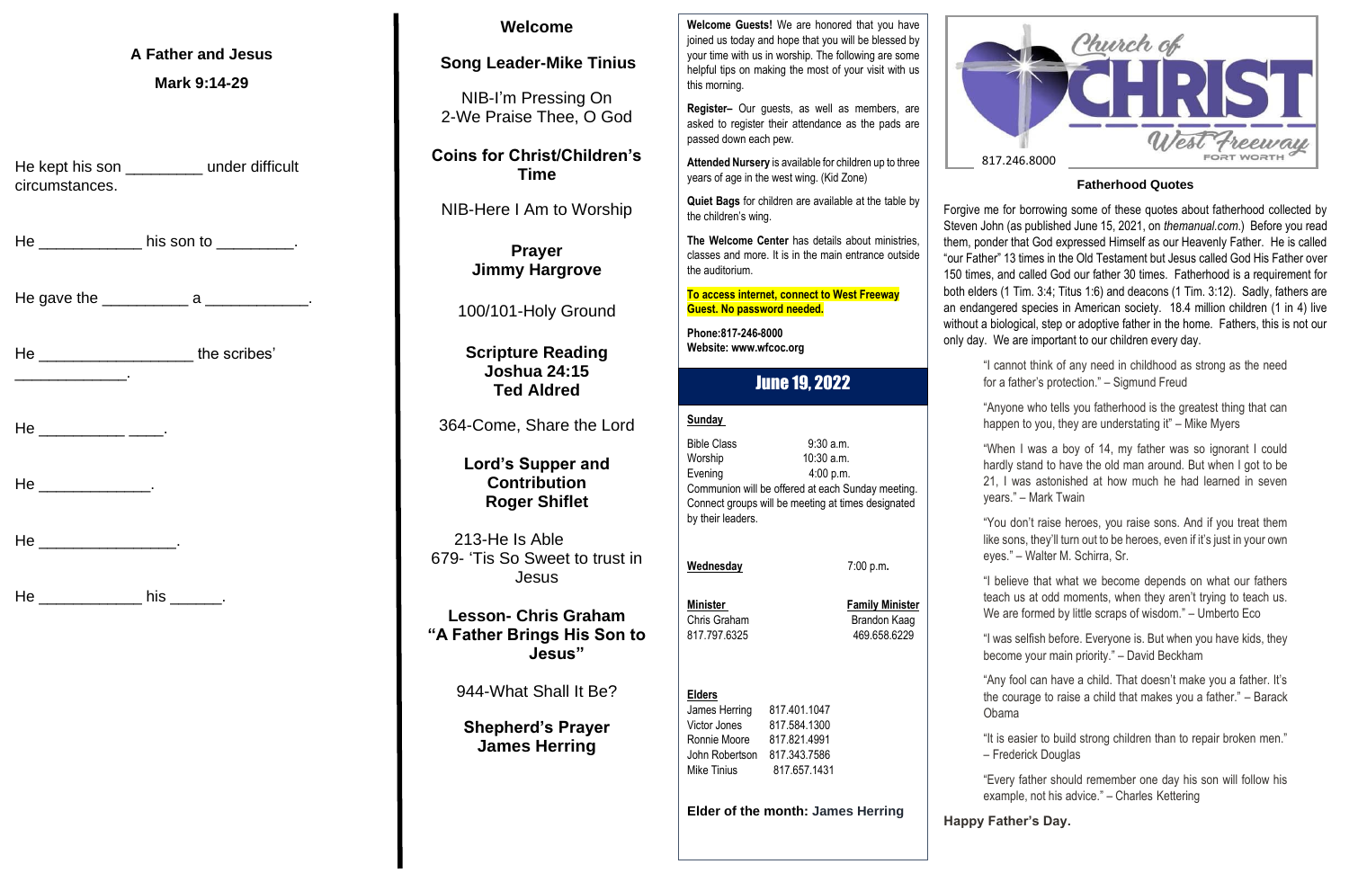**A Father and Jesus**

**Mark 9:14-29**

He kept his son _________ under difficult circumstances.

He ____________ his son to _________.

He gave the __________ a ____________.

He __________________ the scribes' _____________.

He __________ ____.

He _____________.

He ________________.

He ____________ his ______.

**Welcome**

**Song Leader-Mike Tinius**

NIB-I'm Pressing On
2-We Praise Thee, O God

**Coins for Christ/Children's Time**

NIB-Here I Am to Worship

**Prayer**
**Jimmy Hargrove**

100/101-Holy Ground

**Scripture Reading**
**Joshua 24:15**
**Ted Aldred**

364-Come, Share the Lord

**Lord's Supper and Contribution**
**Roger Shiflet**

213-He Is Able
679- 'Tis So Sweet to trust in Jesus

**Lesson- Chris Graham**
**"A Father Brings His Son to Jesus"**

944-What Shall It Be?

**Shepherd's Prayer**
**James Herring**

**Welcome Guests!** We are honored that you have joined us today and hope that you will be blessed by your time with us in worship. The following are some helpful tips on making the most of your visit with us this morning.

**Register–** Our guests, as well as members, are asked to register their attendance as the pads are passed down each pew.

**Attended Nursery** is available for children up to three years of age in the west wing. (Kid Zone)

**Quiet Bags** for children are available at the table by the children's wing.

**The Welcome Center** has details about ministries, classes and more. It is in the main entrance outside the auditorium.

**To access internet, connect to West Freeway Guest. No password needed.**

**Phone:817-246-8000**
**Website: www.wfcoc.org**

## June 19, 2022

**Sunday**

| | |
|---|---|
| Bible Class | 9:30 a.m. |
| Worship | 10:30 a.m. |
| Evening | 4:00 p.m. |

Communion will be offered at each Sunday meeting. Connect groups will be meeting at times designated by their leaders.

**Wednesday** 7:00 p.m.

| **Minister** | **Family Minister** |
|---|---|
| Chris Graham | Brandon Kaag |
| 817.797.6325 | 469.658.6229 |

**Elders**

| | |
|---|---|
| James Herring | 817.401.1047 |
| Victor Jones | 817.584.1300 |
| Ronnie Moore | 817.821.4991 |
| John Robertson | 817.343.7586 |
| Mike Tinius | 817.657.1431 |

**Elder of the month: James Herring**

Church of CHRIST West Freeway FORT WORTH

817.246.8000

**Fatherhood Quotes**

Forgive me for borrowing some of these quotes about fatherhood collected by Steven John (as published June 15, 2021, on *themanual.com*.) Before you read them, ponder that God expressed Himself as our Heavenly Father. He is called "our Father" 13 times in the Old Testament but Jesus called God His Father over 150 times, and called God our father 30 times. Fatherhood is a requirement for both elders (1 Tim. 3:4; Titus 1:6) and deacons (1 Tim. 3:12). Sadly, fathers are an endangered species in American society. 18.4 million children (1 in 4) live without a biological, step or adoptive father in the home. Fathers, this is not our only day. We are important to our children every day.

> "I cannot think of any need in childhood as strong as the need for a father's protection." – Sigmund Freud

> "Anyone who tells you fatherhood is the greatest thing that can happen to you, they are understating it" – Mike Myers

> "When I was a boy of 14, my father was so ignorant I could hardly stand to have the old man around. But when I got to be 21, I was astonished at how much he had learned in seven years." – Mark Twain

> "You don't raise heroes, you raise sons. And if you treat them like sons, they'll turn out to be heroes, even if it's just in your own eyes." – Walter M. Schirra, Sr.

> "I believe that what we become depends on what our fathers teach us at odd moments, when they aren't trying to teach us. We are formed by little scraps of wisdom." – Umberto Eco

> "I was selfish before. Everyone is. But when you have kids, they become your main priority." – David Beckham

> "Any fool can have a child. That doesn't make you a father. It's the courage to raise a child that makes you a father." – Barack Obama

> "It is easier to build strong children than to repair broken men." – Frederick Douglas

> "Every father should remember one day his son will follow his example, not his advice." – Charles Kettering

**Happy Father's Day.**